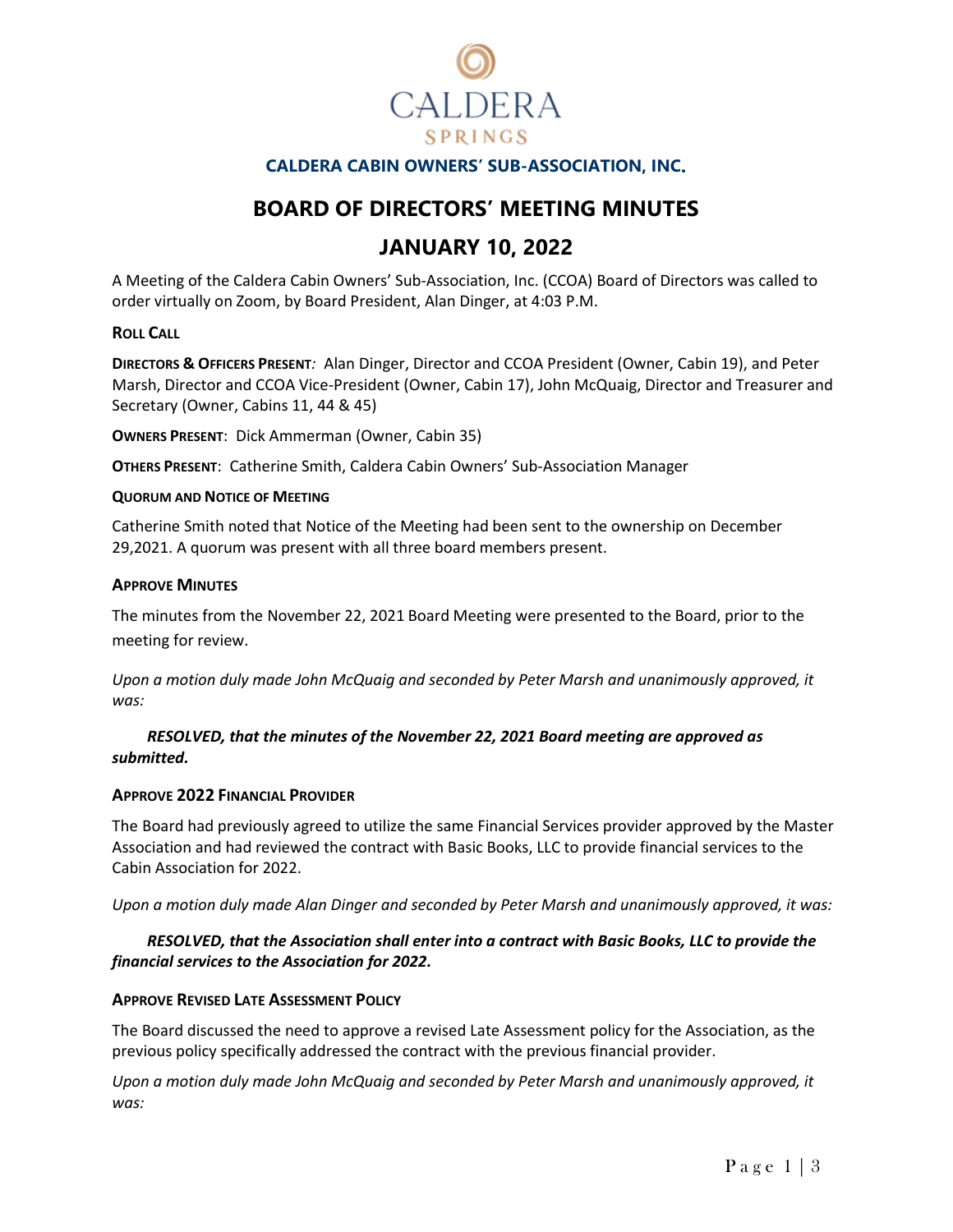CALDERA SPRINGS

## CALDERA CABIN OWNERS' SUB-ASSOCIATION, INC.

# BOARD OF DIRECTORS' MEETING MINUTES

# JANUARY 10, 2022

A Meeting of the Caldera Cabin Owners' Sub-Association, Inc. (CCOA) Board of Directors was called to order virtually on Zoom, by Board President, Alan Dinger, at 4:03 P.M.

**ROLL CALL**

**DIRECTORS & OFFICERS PRESENT***:* Alan Dinger, Director and CCOA President (Owner, Cabin 19), and Peter Marsh, Director and CCOA Vice-President (Owner, Cabin 17), John McQuaig, Director and Treasurer and Secretary (Owner, Cabins 11, 44 & 45)

**OWNERS PRESENT**: Dick Ammerman (Owner, Cabin 35)

**OTHERS PRESENT**: Catherine Smith, Caldera Cabin Owners' Sub-Association Manager

**QUORUM AND NOTICE OF MEETING**

Catherine Smith noted that Notice of the Meeting had been sent to the ownership on December 29,2021. A quorum was present with all three board members present.

**APPROVE MINUTES**

The minutes from the November 22, 2021 Board Meeting were presented to the Board, prior to the meeting for review.

*Upon a motion duly made John McQuaig and seconded by Peter Marsh and unanimously approved, it was:*

***RESOLVED, that the minutes of the November 22, 2021 Board meeting are approved as submitted.***

**APPROVE 2022 FINANCIAL PROVIDER**

The Board had previously agreed to utilize the same Financial Services provider approved by the Master Association and had reviewed the contract with Basic Books, LLC to provide financial services to the Cabin Association for 2022.

*Upon a motion duly made Alan Dinger and seconded by Peter Marsh and unanimously approved, it was:*

***RESOLVED, that the Association shall enter into a contract with Basic Books, LLC to provide the financial services to the Association for 2022.***

**APPROVE REVISED LATE ASSESSMENT POLICY**

The Board discussed the need to approve a revised Late Assessment policy for the Association, as the previous policy specifically addressed the contract with the previous financial provider.

*Upon a motion duly made John McQuaig and seconded by Peter Marsh and unanimously approved, it was:*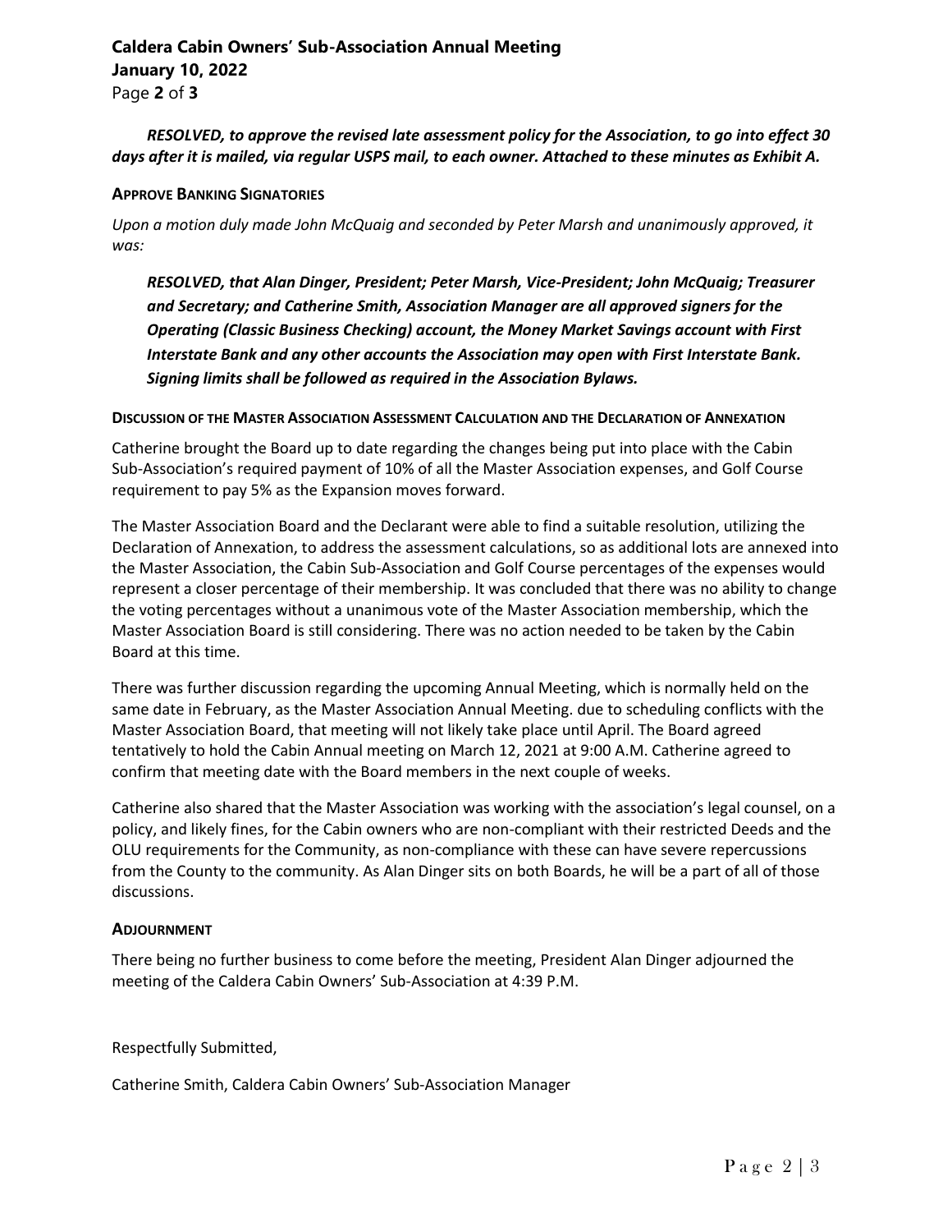*RESOLVED, to approve the revised late assessment policy for the Association, to go into effect 30 days after it is mailed, via regular USPS mail, to each owner. Attached to these minutes as Exhibit A.*

**APPROVE BANKING SIGNATORIES**

*Upon a motion duly made John McQuaig and seconded by Peter Marsh and unanimously approved, it was:*

***RESOLVED, that Alan Dinger, President; Peter Marsh, Vice-President; John McQuaig; Treasurer and Secretary; and Catherine Smith, Association Manager are all approved signers for the Operating (Classic Business Checking) account, the Money Market Savings account with First Interstate Bank and any other accounts the Association may open with First Interstate Bank. Signing limits shall be followed as required in the Association Bylaws.***

**DISCUSSION OF THE MASTER ASSOCIATION ASSESSMENT CALCULATION AND THE DECLARATION OF ANNEXATION**

Catherine brought the Board up to date regarding the changes being put into place with the Cabin Sub-Association's required payment of 10% of all the Master Association expenses, and Golf Course requirement to pay 5% as the Expansion moves forward.

The Master Association Board and the Declarant were able to find a suitable resolution, utilizing the Declaration of Annexation, to address the assessment calculations, so as additional lots are annexed into the Master Association, the Cabin Sub-Association and Golf Course percentages of the expenses would represent a closer percentage of their membership. It was concluded that there was no ability to change the voting percentages without a unanimous vote of the Master Association membership, which the Master Association Board is still considering. There was no action needed to be taken by the Cabin Board at this time.

There was further discussion regarding the upcoming Annual Meeting, which is normally held on the same date in February, as the Master Association Annual Meeting. due to scheduling conflicts with the Master Association Board, that meeting will not likely take place until April. The Board agreed tentatively to hold the Cabin Annual meeting on March 12, 2021 at 9:00 A.M. Catherine agreed to confirm that meeting date with the Board members in the next couple of weeks.

Catherine also shared that the Master Association was working with the association's legal counsel, on a policy, and likely fines, for the Cabin owners who are non-compliant with their restricted Deeds and the OLU requirements for the Community, as non-compliance with these can have severe repercussions from the County to the community. As Alan Dinger sits on both Boards, he will be a part of all of those discussions.

**ADJOURNMENT**

There being no further business to come before the meeting, President Alan Dinger adjourned the meeting of the Caldera Cabin Owners' Sub-Association at 4:39 P.M.

Respectfully Submitted,

Catherine Smith, Caldera Cabin Owners' Sub-Association Manager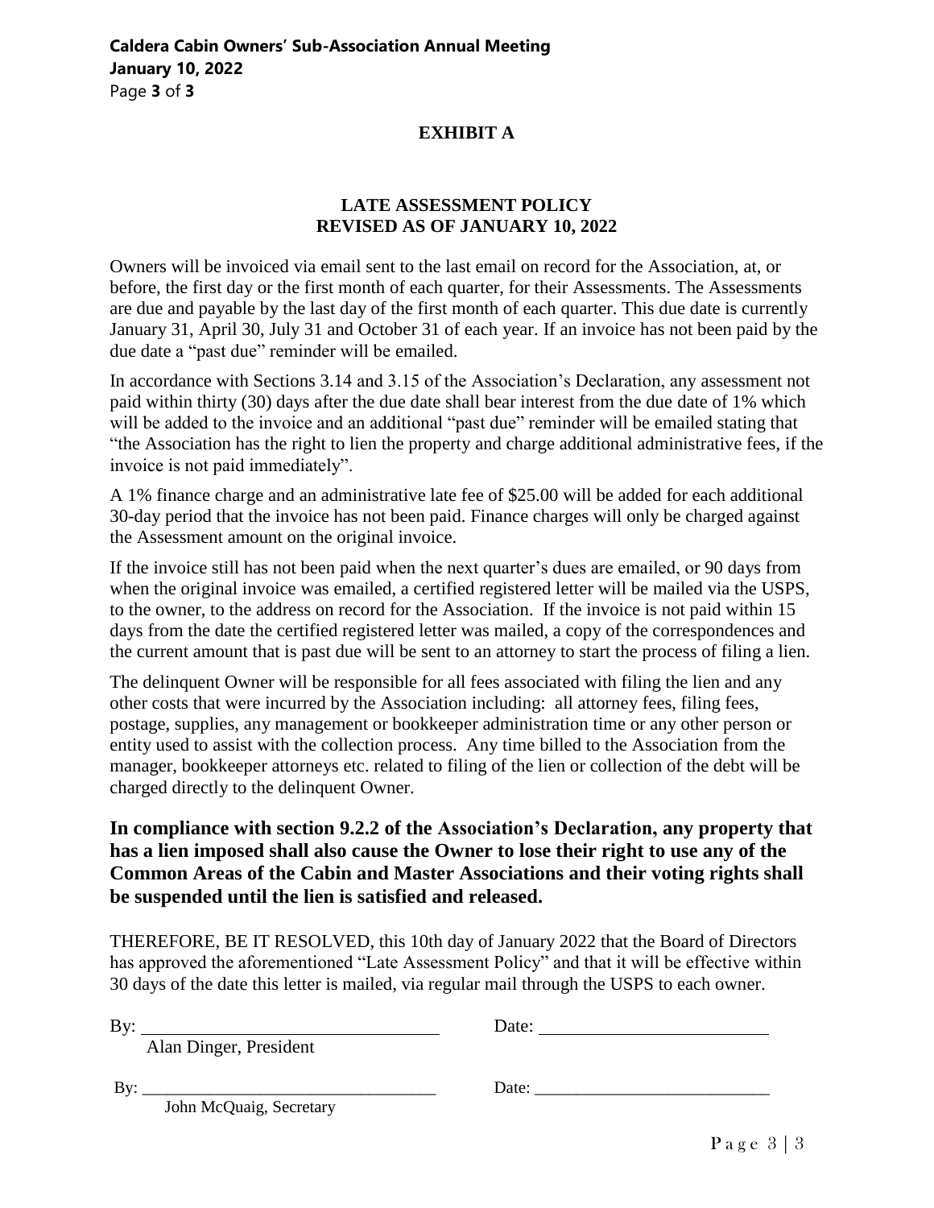## EXHIBIT A

### LATE ASSESSMENT POLICY
### REVISED AS OF JANUARY 10, 2022

Owners will be invoiced via email sent to the last email on record for the Association, at, or before, the first day or the first month of each quarter, for their Assessments. The Assessments are due and payable by the last day of the first month of each quarter. This due date is currently January 31, April 30, July 31 and October 31 of each year. If an invoice has not been paid by the due date a "past due" reminder will be emailed.

In accordance with Sections 3.14 and 3.15 of the Association's Declaration, any assessment not paid within thirty (30) days after the due date shall bear interest from the due date of 1% which will be added to the invoice and an additional "past due" reminder will be emailed stating that "the Association has the right to lien the property and charge additional administrative fees, if the invoice is not paid immediately".

A 1% finance charge and an administrative late fee of $25.00 will be added for each additional 30-day period that the invoice has not been paid. Finance charges will only be charged against the Assessment amount on the original invoice.

If the invoice still has not been paid when the next quarter's dues are emailed, or 90 days from when the original invoice was emailed, a certified registered letter will be mailed via the USPS, to the owner, to the address on record for the Association. If the invoice is not paid within 15 days from the date the certified registered letter was mailed, a copy of the correspondences and the current amount that is past due will be sent to an attorney to start the process of filing a lien.

The delinquent Owner will be responsible for all fees associated with filing the lien and any other costs that were incurred by the Association including: all attorney fees, filing fees, postage, supplies, any management or bookkeeper administration time or any other person or entity used to assist with the collection process. Any time billed to the Association from the manager, bookkeeper attorneys etc. related to filing of the lien or collection of the debt will be charged directly to the delinquent Owner.

**In compliance with section 9.2.2 of the Association's Declaration, any property that has a lien imposed shall also cause the Owner to lose their right to use any of the Common Areas of the Cabin and Master Associations and their voting rights shall be suspended until the lien is satisfied and released.**

THEREFORE, BE IT RESOLVED, this 10th day of January 2022 that the Board of Directors has approved the aforementioned "Late Assessment Policy" and that it will be effective within 30 days of the date this letter is mailed, via regular mail through the USPS to each owner.

By: _________________________________ Date: _________________________
Alan Dinger, President

By: _________________________________ Date: _________________________
John McQuaig, Secretary